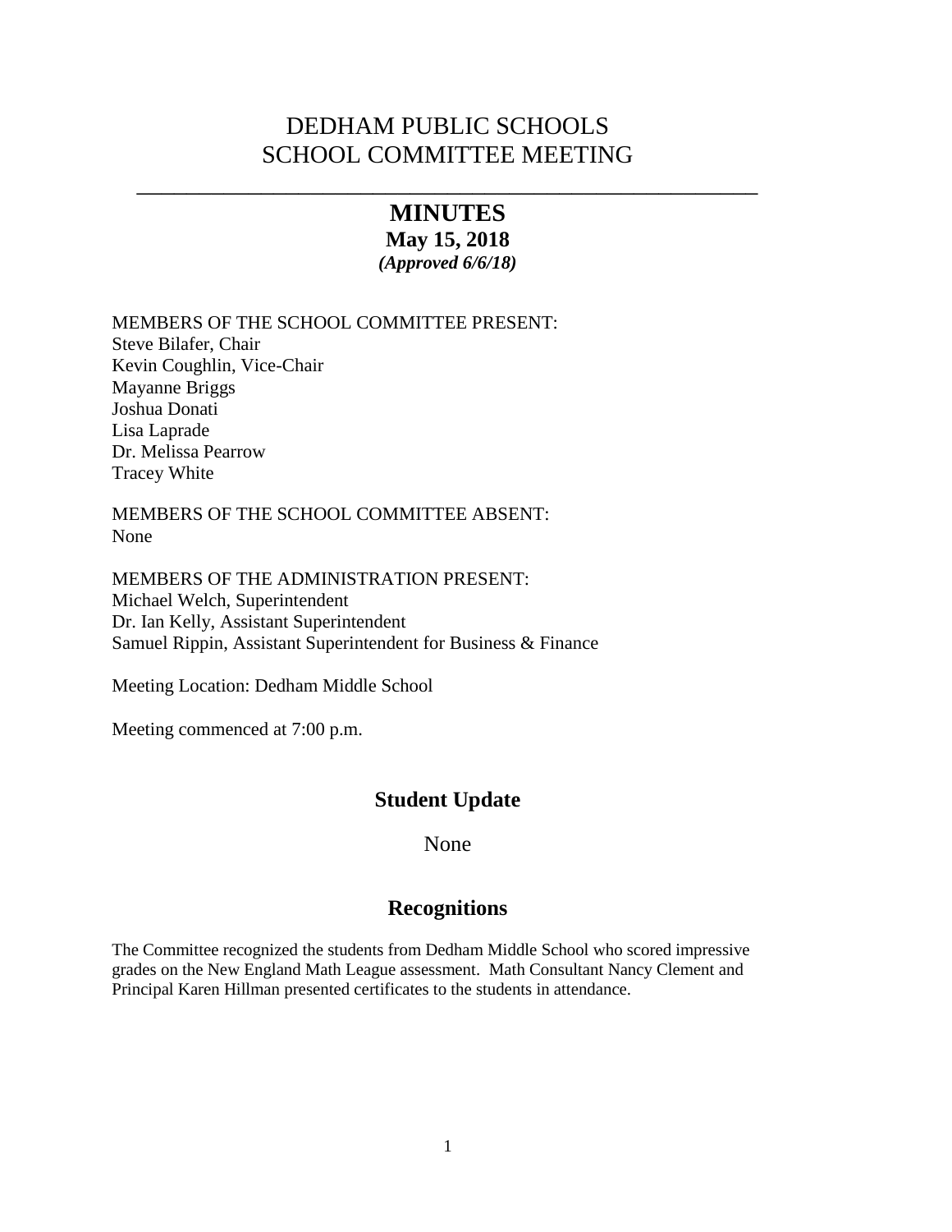# DEDHAM PUBLIC SCHOOLS
# SCHOOL COMMITTEE MEETING

---

## MINUTES

**May 15, 2018**

***(Approved 6/6/18)***

MEMBERS OF THE SCHOOL COMMITTEE PRESENT:
Steve Bilafer, Chair
Kevin Coughlin, Vice-Chair
Mayanne Briggs
Joshua Donati
Lisa Laprade
Dr. Melissa Pearrow
Tracey White

MEMBERS OF THE SCHOOL COMMITTEE ABSENT:
None

MEMBERS OF THE ADMINISTRATION PRESENT:
Michael Welch, Superintendent
Dr. Ian Kelly, Assistant Superintendent
Samuel Rippin, Assistant Superintendent for Business & Finance

Meeting Location: Dedham Middle School

Meeting commenced at 7:00 p.m.

## Student Update

None

## Recognitions

The Committee recognized the students from Dedham Middle School who scored impressive grades on the New England Math League assessment. Math Consultant Nancy Clement and Principal Karen Hillman presented certificates to the students in attendance.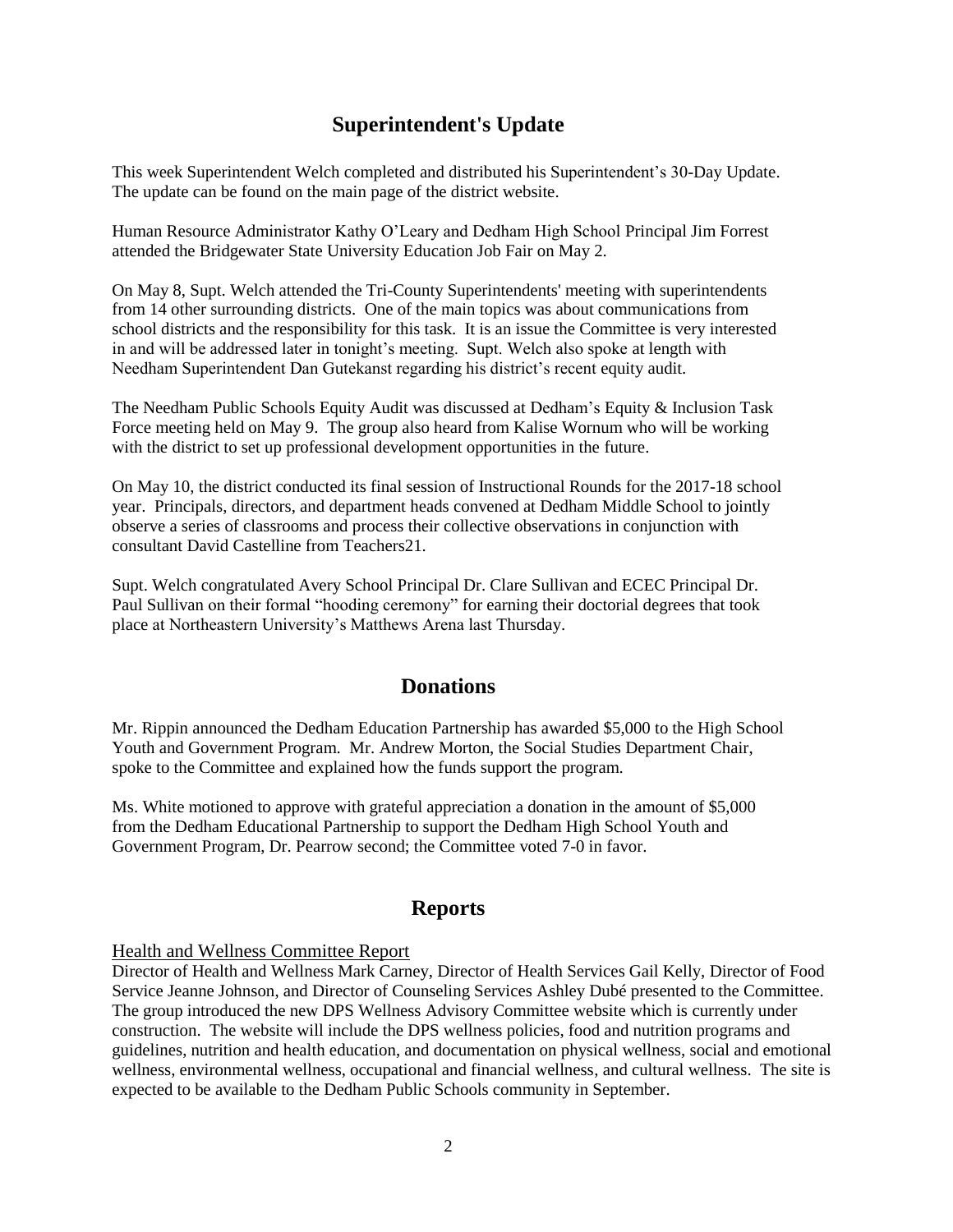## Superintendent's Update

This week Superintendent Welch completed and distributed his Superintendent's 30-Day Update. The update can be found on the main page of the district website.

Human Resource Administrator Kathy O'Leary and Dedham High School Principal Jim Forrest attended the Bridgewater State University Education Job Fair on May 2.

On May 8, Supt. Welch attended the Tri-County Superintendents' meeting with superintendents from 14 other surrounding districts. One of the main topics was about communications from school districts and the responsibility for this task. It is an issue the Committee is very interested in and will be addressed later in tonight's meeting. Supt. Welch also spoke at length with Needham Superintendent Dan Gutekanst regarding his district's recent equity audit.

The Needham Public Schools Equity Audit was discussed at Dedham's Equity & Inclusion Task Force meeting held on May 9. The group also heard from Kalise Wornum who will be working with the district to set up professional development opportunities in the future.

On May 10, the district conducted its final session of Instructional Rounds for the 2017-18 school year. Principals, directors, and department heads convened at Dedham Middle School to jointly observe a series of classrooms and process their collective observations in conjunction with consultant David Castelline from Teachers21.

Supt. Welch congratulated Avery School Principal Dr. Clare Sullivan and ECEC Principal Dr. Paul Sullivan on their formal "hooding ceremony" for earning their doctorial degrees that took place at Northeastern University's Matthews Arena last Thursday.

## Donations

Mr. Rippin announced the Dedham Education Partnership has awarded $5,000 to the High School Youth and Government Program. Mr. Andrew Morton, the Social Studies Department Chair, spoke to the Committee and explained how the funds support the program.

Ms. White motioned to approve with grateful appreciation a donation in the amount of $5,000 from the Dedham Educational Partnership to support the Dedham High School Youth and Government Program, Dr. Pearrow second; the Committee voted 7-0 in favor.

## Reports

Health and Wellness Committee Report

Director of Health and Wellness Mark Carney, Director of Health Services Gail Kelly, Director of Food Service Jeanne Johnson, and Director of Counseling Services Ashley Dubé presented to the Committee. The group introduced the new DPS Wellness Advisory Committee website which is currently under construction. The website will include the DPS wellness policies, food and nutrition programs and guidelines, nutrition and health education, and documentation on physical wellness, social and emotional wellness, environmental wellness, occupational and financial wellness, and cultural wellness. The site is expected to be available to the Dedham Public Schools community in September.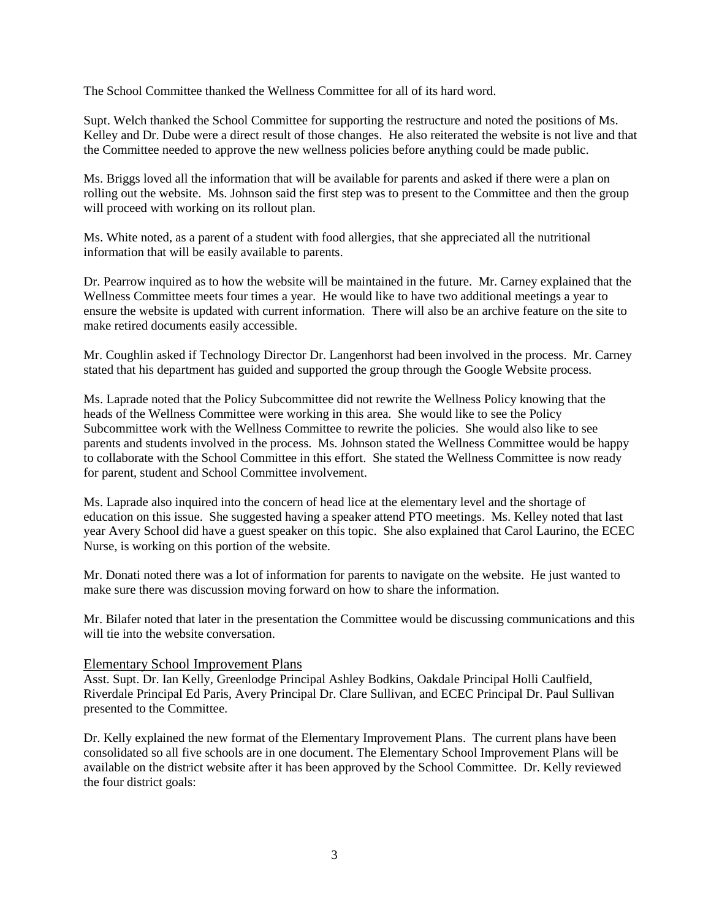The School Committee thanked the Wellness Committee for all of its hard word.

Supt. Welch thanked the School Committee for supporting the restructure and noted the positions of Ms. Kelley and Dr. Dube were a direct result of those changes. He also reiterated the website is not live and that the Committee needed to approve the new wellness policies before anything could be made public.

Ms. Briggs loved all the information that will be available for parents and asked if there were a plan on rolling out the website. Ms. Johnson said the first step was to present to the Committee and then the group will proceed with working on its rollout plan.

Ms. White noted, as a parent of a student with food allergies, that she appreciated all the nutritional information that will be easily available to parents.

Dr. Pearrow inquired as to how the website will be maintained in the future. Mr. Carney explained that the Wellness Committee meets four times a year. He would like to have two additional meetings a year to ensure the website is updated with current information. There will also be an archive feature on the site to make retired documents easily accessible.

Mr. Coughlin asked if Technology Director Dr. Langenhorst had been involved in the process. Mr. Carney stated that his department has guided and supported the group through the Google Website process.

Ms. Laprade noted that the Policy Subcommittee did not rewrite the Wellness Policy knowing that the heads of the Wellness Committee were working in this area. She would like to see the Policy Subcommittee work with the Wellness Committee to rewrite the policies. She would also like to see parents and students involved in the process. Ms. Johnson stated the Wellness Committee would be happy to collaborate with the School Committee in this effort. She stated the Wellness Committee is now ready for parent, student and School Committee involvement.

Ms. Laprade also inquired into the concern of head lice at the elementary level and the shortage of education on this issue. She suggested having a speaker attend PTO meetings. Ms. Kelley noted that last year Avery School did have a guest speaker on this topic. She also explained that Carol Laurino, the ECEC Nurse, is working on this portion of the website.

Mr. Donati noted there was a lot of information for parents to navigate on the website. He just wanted to make sure there was discussion moving forward on how to share the information.

Mr. Bilafer noted that later in the presentation the Committee would be discussing communications and this will tie into the website conversation.

## Elementary School Improvement Plans

Asst. Supt. Dr. Ian Kelly, Greenlodge Principal Ashley Bodkins, Oakdale Principal Holli Caulfield, Riverdale Principal Ed Paris, Avery Principal Dr. Clare Sullivan, and ECEC Principal Dr. Paul Sullivan presented to the Committee.

Dr. Kelly explained the new format of the Elementary Improvement Plans. The current plans have been consolidated so all five schools are in one document. The Elementary School Improvement Plans will be available on the district website after it has been approved by the School Committee. Dr. Kelly reviewed the four district goals: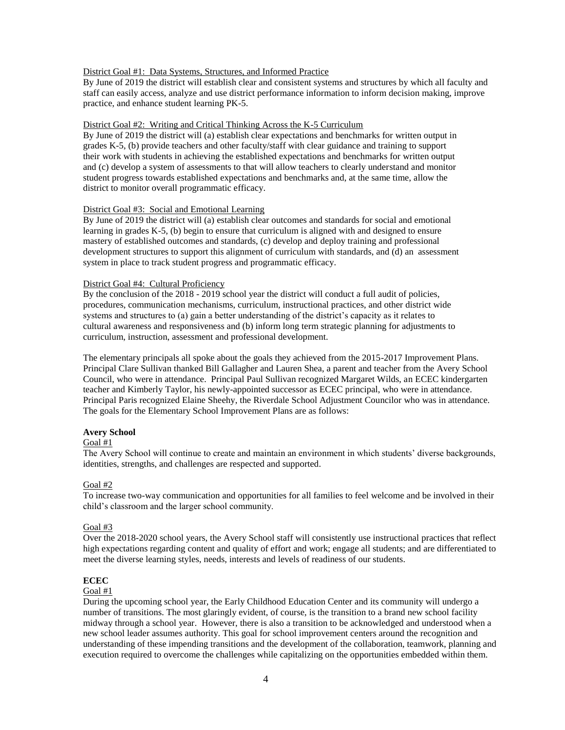District Goal #1: Data Systems, Structures, and Informed Practice

By June of 2019 the district will establish clear and consistent systems and structures by which all faculty and staff can easily access, analyze and use district performance information to inform decision making, improve practice, and enhance student learning PK-5.

District Goal #2: Writing and Critical Thinking Across the K-5 Curriculum

By June of 2019 the district will (a) establish clear expectations and benchmarks for written output in grades K-5, (b) provide teachers and other faculty/staff with clear guidance and training to support their work with students in achieving the established expectations and benchmarks for written output and (c) develop a system of assessments to that will allow teachers to clearly understand and monitor student progress towards established expectations and benchmarks and, at the same time, allow the district to monitor overall programmatic efficacy.

District Goal #3: Social and Emotional Learning

By June of 2019 the district will (a) establish clear outcomes and standards for social and emotional learning in grades K-5, (b) begin to ensure that curriculum is aligned with and designed to ensure mastery of established outcomes and standards, (c) develop and deploy training and professional development structures to support this alignment of curriculum with standards, and (d) an assessment system in place to track student progress and programmatic efficacy.

District Goal #4: Cultural Proficiency

By the conclusion of the 2018 - 2019 school year the district will conduct a full audit of policies, procedures, communication mechanisms, curriculum, instructional practices, and other district wide systems and structures to (a) gain a better understanding of the district's capacity as it relates to cultural awareness and responsiveness and (b) inform long term strategic planning for adjustments to curriculum, instruction, assessment and professional development.

The elementary principals all spoke about the goals they achieved from the 2015-2017 Improvement Plans. Principal Clare Sullivan thanked Bill Gallagher and Lauren Shea, a parent and teacher from the Avery School Council, who were in attendance. Principal Paul Sullivan recognized Margaret Wilds, an ECEC kindergarten teacher and Kimberly Taylor, his newly-appointed successor as ECEC principal, who were in attendance. Principal Paris recognized Elaine Sheehy, the Riverdale School Adjustment Councilor who was in attendance. The goals for the Elementary School Improvement Plans are as follows:

**Avery School**

Goal #1

The Avery School will continue to create and maintain an environment in which students' diverse backgrounds, identities, strengths, and challenges are respected and supported.

Goal #2

To increase two-way communication and opportunities for all families to feel welcome and be involved in their child's classroom and the larger school community.

Goal #3

Over the 2018-2020 school years, the Avery School staff will consistently use instructional practices that reflect high expectations regarding content and quality of effort and work; engage all students; and are differentiated to meet the diverse learning styles, needs, interests and levels of readiness of our students.

**ECEC**

Goal #1

During the upcoming school year, the Early Childhood Education Center and its community will undergo a number of transitions. The most glaringly evident, of course, is the transition to a brand new school facility midway through a school year. However, there is also a transition to be acknowledged and understood when a new school leader assumes authority. This goal for school improvement centers around the recognition and understanding of these impending transitions and the development of the collaboration, teamwork, planning and execution required to overcome the challenges while capitalizing on the opportunities embedded within them.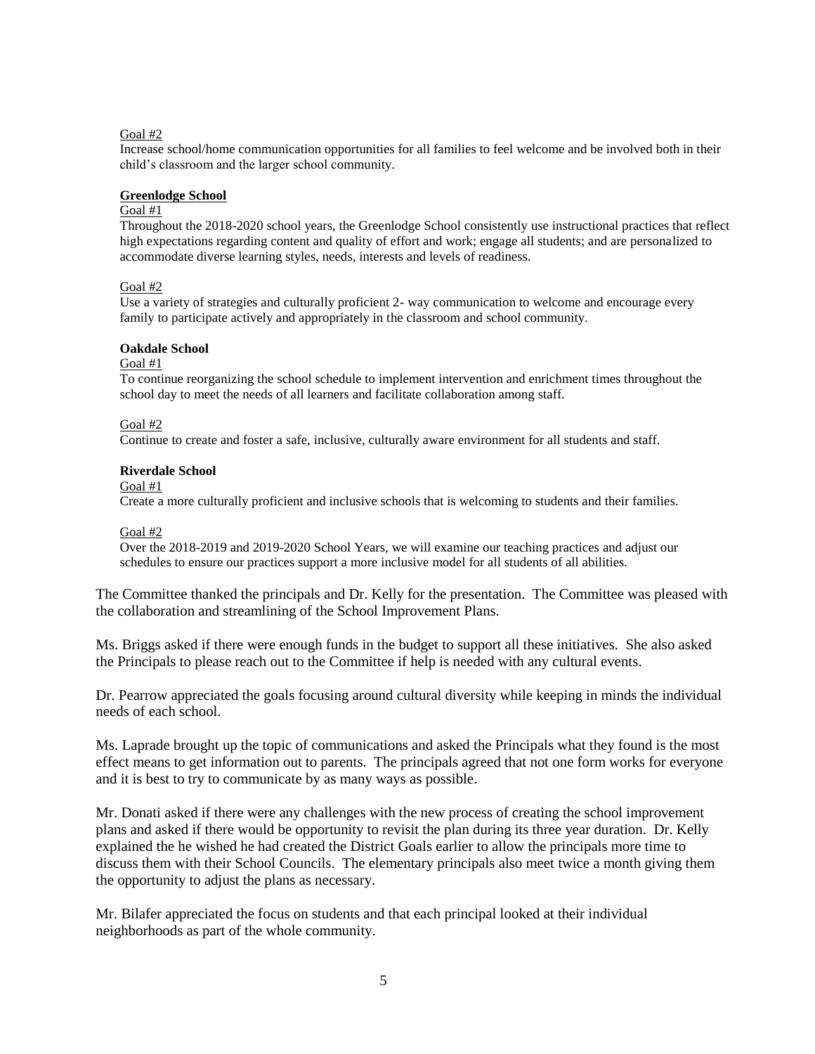Goal #2

Increase school/home communication opportunities for all families to feel welcome and be involved both in their child's classroom and the larger school community.

**Greenlodge School**

Goal #1

Throughout the 2018-2020 school years, the Greenlodge School consistently use instructional practices that reflect high expectations regarding content and quality of effort and work; engage all students; and are personalized to accommodate diverse learning styles, needs, interests and levels of readiness.

Goal #2

Use a variety of strategies and culturally proficient 2- way communication to welcome and encourage every family to participate actively and appropriately in the classroom and school community.

**Oakdale School**

Goal #1

To continue reorganizing the school schedule to implement intervention and enrichment times throughout the school day to meet the needs of all learners and facilitate collaboration among staff.

Goal #2

Continue to create and foster a safe, inclusive, culturally aware environment for all students and staff.

**Riverdale School**

Goal #1

Create a more culturally proficient and inclusive schools that is welcoming to students and their families.

Goal #2

Over the 2018-2019 and 2019-2020 School Years, we will examine our teaching practices and adjust our schedules to ensure our practices support a more inclusive model for all students of all abilities.

The Committee thanked the principals and Dr. Kelly for the presentation. The Committee was pleased with the collaboration and streamlining of the School Improvement Plans.

Ms. Briggs asked if there were enough funds in the budget to support all these initiatives. She also asked the Principals to please reach out to the Committee if help is needed with any cultural events.

Dr. Pearrow appreciated the goals focusing around cultural diversity while keeping in minds the individual needs of each school.

Ms. Laprade brought up the topic of communications and asked the Principals what they found is the most effect means to get information out to parents. The principals agreed that not one form works for everyone and it is best to try to communicate by as many ways as possible.

Mr. Donati asked if there were any challenges with the new process of creating the school improvement plans and asked if there would be opportunity to revisit the plan during its three year duration. Dr. Kelly explained the he wished he had created the District Goals earlier to allow the principals more time to discuss them with their School Councils. The elementary principals also meet twice a month giving them the opportunity to adjust the plans as necessary.

Mr. Bilafer appreciated the focus on students and that each principal looked at their individual neighborhoods as part of the whole community.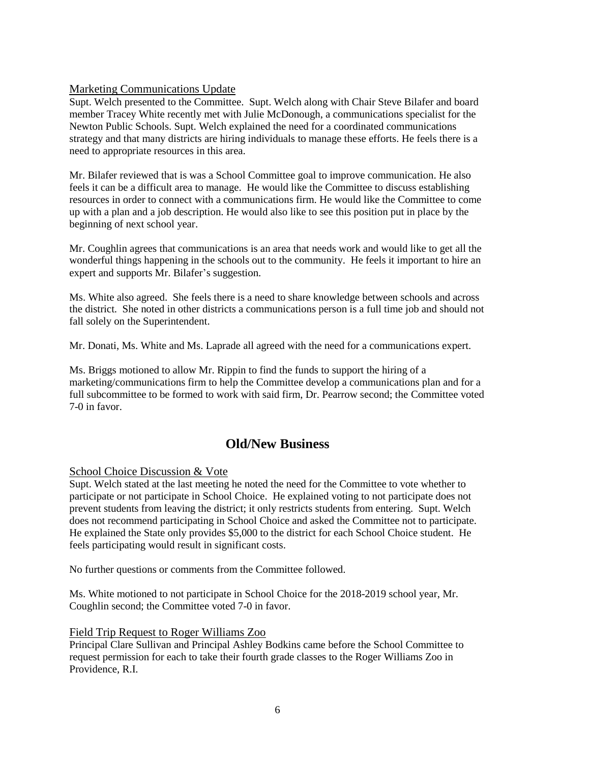### Marketing Communications Update

Supt. Welch presented to the Committee. Supt. Welch along with Chair Steve Bilafer and board member Tracey White recently met with Julie McDonough, a communications specialist for the Newton Public Schools. Supt. Welch explained the need for a coordinated communications strategy and that many districts are hiring individuals to manage these efforts. He feels there is a need to appropriate resources in this area.

Mr. Bilafer reviewed that is was a School Committee goal to improve communication. He also feels it can be a difficult area to manage. He would like the Committee to discuss establishing resources in order to connect with a communications firm. He would like the Committee to come up with a plan and a job description. He would also like to see this position put in place by the beginning of next school year.

Mr. Coughlin agrees that communications is an area that needs work and would like to get all the wonderful things happening in the schools out to the community. He feels it important to hire an expert and supports Mr. Bilafer's suggestion.

Ms. White also agreed. She feels there is a need to share knowledge between schools and across the district. She noted in other districts a communications person is a full time job and should not fall solely on the Superintendent.

Mr. Donati, Ms. White and Ms. Laprade all agreed with the need for a communications expert.

Ms. Briggs motioned to allow Mr. Rippin to find the funds to support the hiring of a marketing/communications firm to help the Committee develop a communications plan and for a full subcommittee to be formed to work with said firm, Dr. Pearrow second; the Committee voted 7-0 in favor.

## Old/New Business

### School Choice Discussion & Vote

Supt. Welch stated at the last meeting he noted the need for the Committee to vote whether to participate or not participate in School Choice. He explained voting to not participate does not prevent students from leaving the district; it only restricts students from entering. Supt. Welch does not recommend participating in School Choice and asked the Committee not to participate. He explained the State only provides $5,000 to the district for each School Choice student. He feels participating would result in significant costs.

No further questions or comments from the Committee followed.

Ms. White motioned to not participate in School Choice for the 2018-2019 school year, Mr. Coughlin second; the Committee voted 7-0 in favor.

### Field Trip Request to Roger Williams Zoo

Principal Clare Sullivan and Principal Ashley Bodkins came before the School Committee to request permission for each to take their fourth grade classes to the Roger Williams Zoo in Providence, R.I.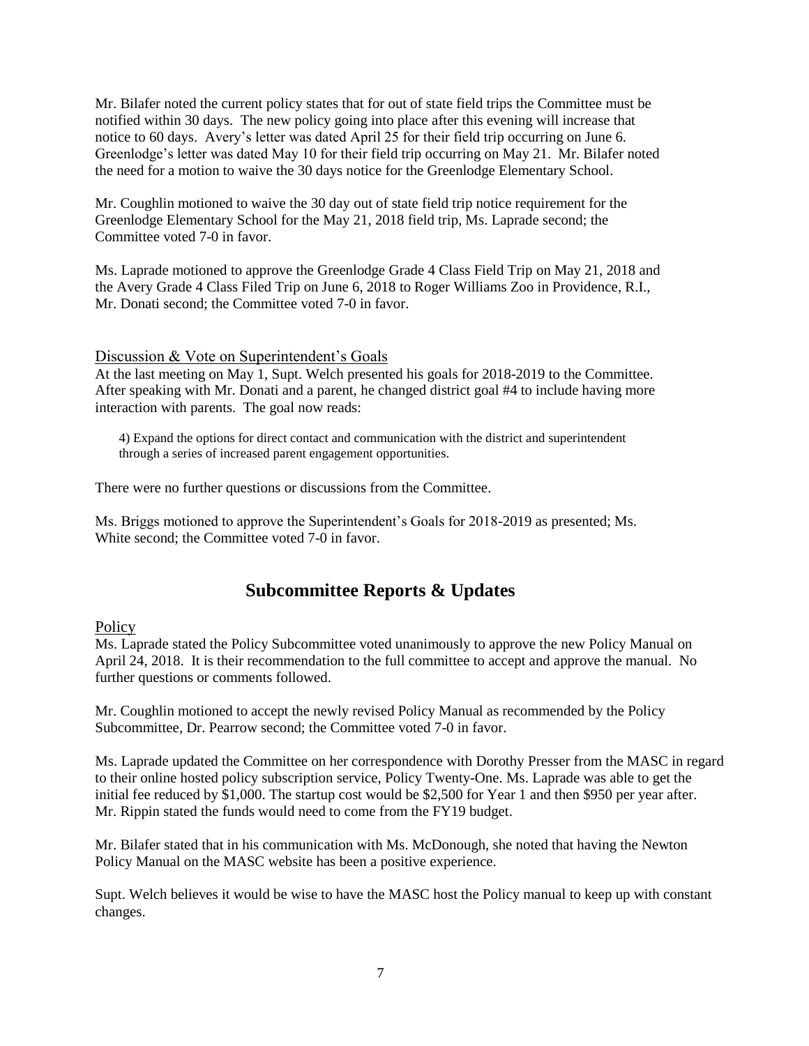Mr. Bilafer noted the current policy states that for out of state field trips the Committee must be notified within 30 days. The new policy going into place after this evening will increase that notice to 60 days. Avery's letter was dated April 25 for their field trip occurring on June 6. Greenlodge's letter was dated May 10 for their field trip occurring on May 21. Mr. Bilafer noted the need for a motion to waive the 30 days notice for the Greenlodge Elementary School.

Mr. Coughlin motioned to waive the 30 day out of state field trip notice requirement for the Greenlodge Elementary School for the May 21, 2018 field trip, Ms. Laprade second; the Committee voted 7-0 in favor.

Ms. Laprade motioned to approve the Greenlodge Grade 4 Class Field Trip on May 21, 2018 and the Avery Grade 4 Class Filed Trip on June 6, 2018 to Roger Williams Zoo in Providence, R.I., Mr. Donati second; the Committee voted 7-0 in favor.

### Discussion & Vote on Superintendent's Goals

At the last meeting on May 1, Supt. Welch presented his goals for 2018-2019 to the Committee. After speaking with Mr. Donati and a parent, he changed district goal #4 to include having more interaction with parents. The goal now reads:

> 4) Expand the options for direct contact and communication with the district and superintendent through a series of increased parent engagement opportunities.

There were no further questions or discussions from the Committee.

Ms. Briggs motioned to approve the Superintendent's Goals for 2018-2019 as presented; Ms. White second; the Committee voted 7-0 in favor.

## Subcommittee Reports & Updates

### Policy

Ms. Laprade stated the Policy Subcommittee voted unanimously to approve the new Policy Manual on April 24, 2018. It is their recommendation to the full committee to accept and approve the manual. No further questions or comments followed.

Mr. Coughlin motioned to accept the newly revised Policy Manual as recommended by the Policy Subcommittee, Dr. Pearrow second; the Committee voted 7-0 in favor.

Ms. Laprade updated the Committee on her correspondence with Dorothy Presser from the MASC in regard to their online hosted policy subscription service, Policy Twenty-One. Ms. Laprade was able to get the initial fee reduced by $1,000. The startup cost would be $2,500 for Year 1 and then $950 per year after. Mr. Rippin stated the funds would need to come from the FY19 budget.

Mr. Bilafer stated that in his communication with Ms. McDonough, she noted that having the Newton Policy Manual on the MASC website has been a positive experience.

Supt. Welch believes it would be wise to have the MASC host the Policy manual to keep up with constant changes.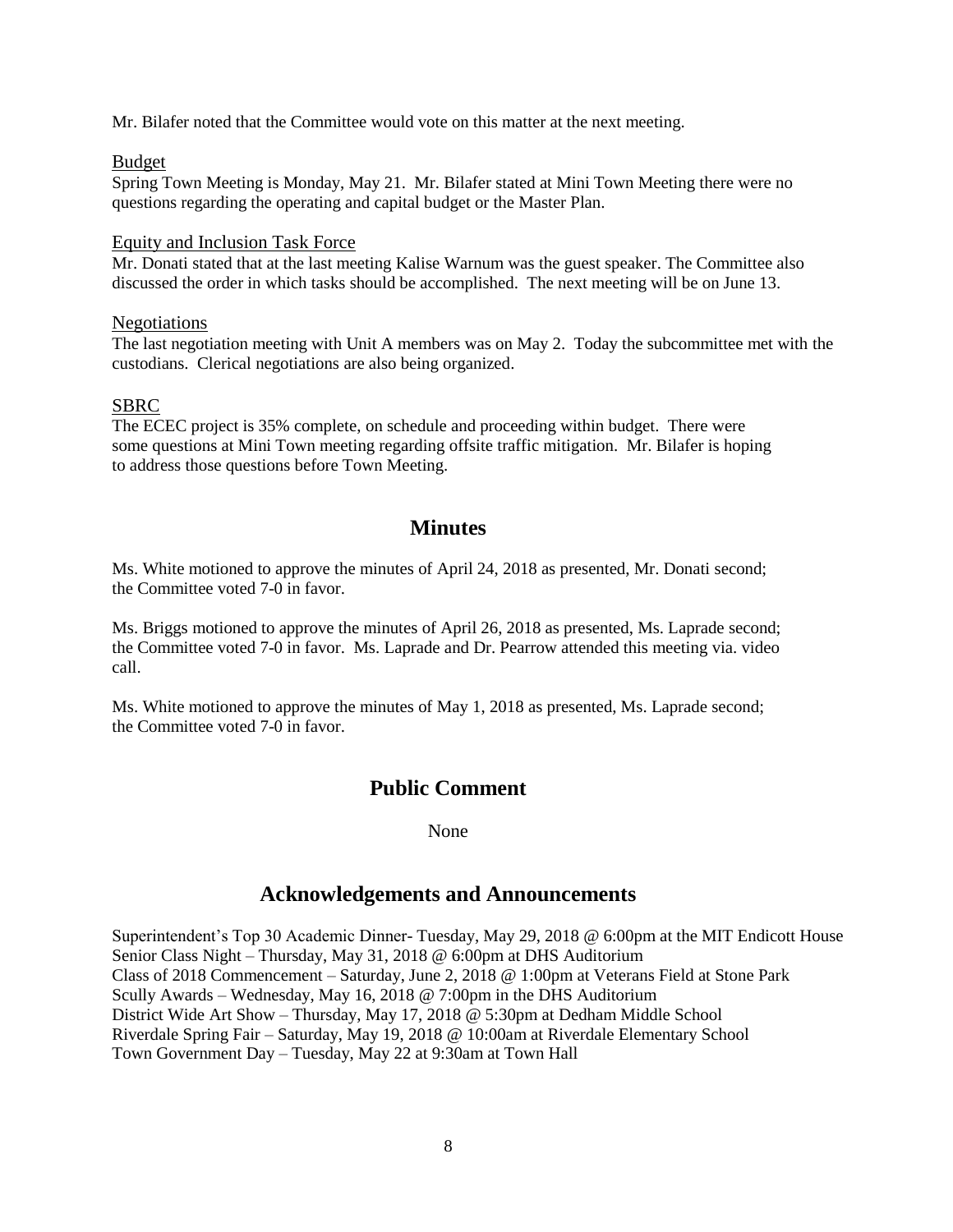Mr. Bilafer noted that the Committee would vote on this matter at the next meeting.

Budget

Spring Town Meeting is Monday, May 21. Mr. Bilafer stated at Mini Town Meeting there were no questions regarding the operating and capital budget or the Master Plan.

Equity and Inclusion Task Force

Mr. Donati stated that at the last meeting Kalise Warnum was the guest speaker. The Committee also discussed the order in which tasks should be accomplished. The next meeting will be on June 13.

Negotiations

The last negotiation meeting with Unit A members was on May 2. Today the subcommittee met with the custodians. Clerical negotiations are also being organized.

SBRC

The ECEC project is 35% complete, on schedule and proceeding within budget. There were some questions at Mini Town meeting regarding offsite traffic mitigation. Mr. Bilafer is hoping to address those questions before Town Meeting.

## Minutes

Ms. White motioned to approve the minutes of April 24, 2018 as presented, Mr. Donati second; the Committee voted 7-0 in favor.

Ms. Briggs motioned to approve the minutes of April 26, 2018 as presented, Ms. Laprade second; the Committee voted 7-0 in favor. Ms. Laprade and Dr. Pearrow attended this meeting via. video call.

Ms. White motioned to approve the minutes of May 1, 2018 as presented, Ms. Laprade second; the Committee voted 7-0 in favor.

## Public Comment

None

## Acknowledgements and Announcements

Superintendent's Top 30 Academic Dinner- Tuesday, May 29, 2018 @ 6:00pm at the MIT Endicott House
Senior Class Night – Thursday, May 31, 2018 @ 6:00pm at DHS Auditorium
Class of 2018 Commencement – Saturday, June 2, 2018 @ 1:00pm at Veterans Field at Stone Park
Scully Awards – Wednesday, May 16, 2018 @ 7:00pm in the DHS Auditorium
District Wide Art Show – Thursday, May 17, 2018 @ 5:30pm at Dedham Middle School
Riverdale Spring Fair – Saturday, May 19, 2018 @ 10:00am at Riverdale Elementary School
Town Government Day – Tuesday, May 22 at 9:30am at Town Hall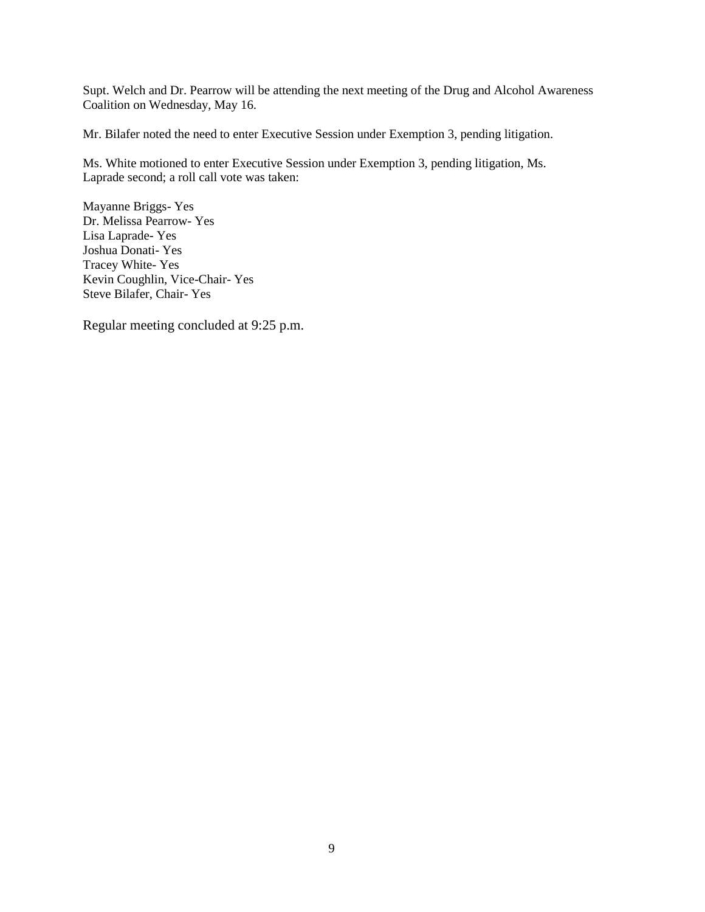Supt. Welch and Dr. Pearrow will be attending the next meeting of the Drug and Alcohol Awareness Coalition on Wednesday, May 16.

Mr. Bilafer noted the need to enter Executive Session under Exemption 3, pending litigation.

Ms. White motioned to enter Executive Session under Exemption 3, pending litigation, Ms. Laprade second; a roll call vote was taken:

Mayanne Briggs- Yes  
Dr. Melissa Pearrow- Yes  
Lisa Laprade- Yes  
Joshua Donati- Yes  
Tracey White- Yes  
Kevin Coughlin, Vice-Chair- Yes  
Steve Bilafer, Chair- Yes

Regular meeting concluded at 9:25 p.m.